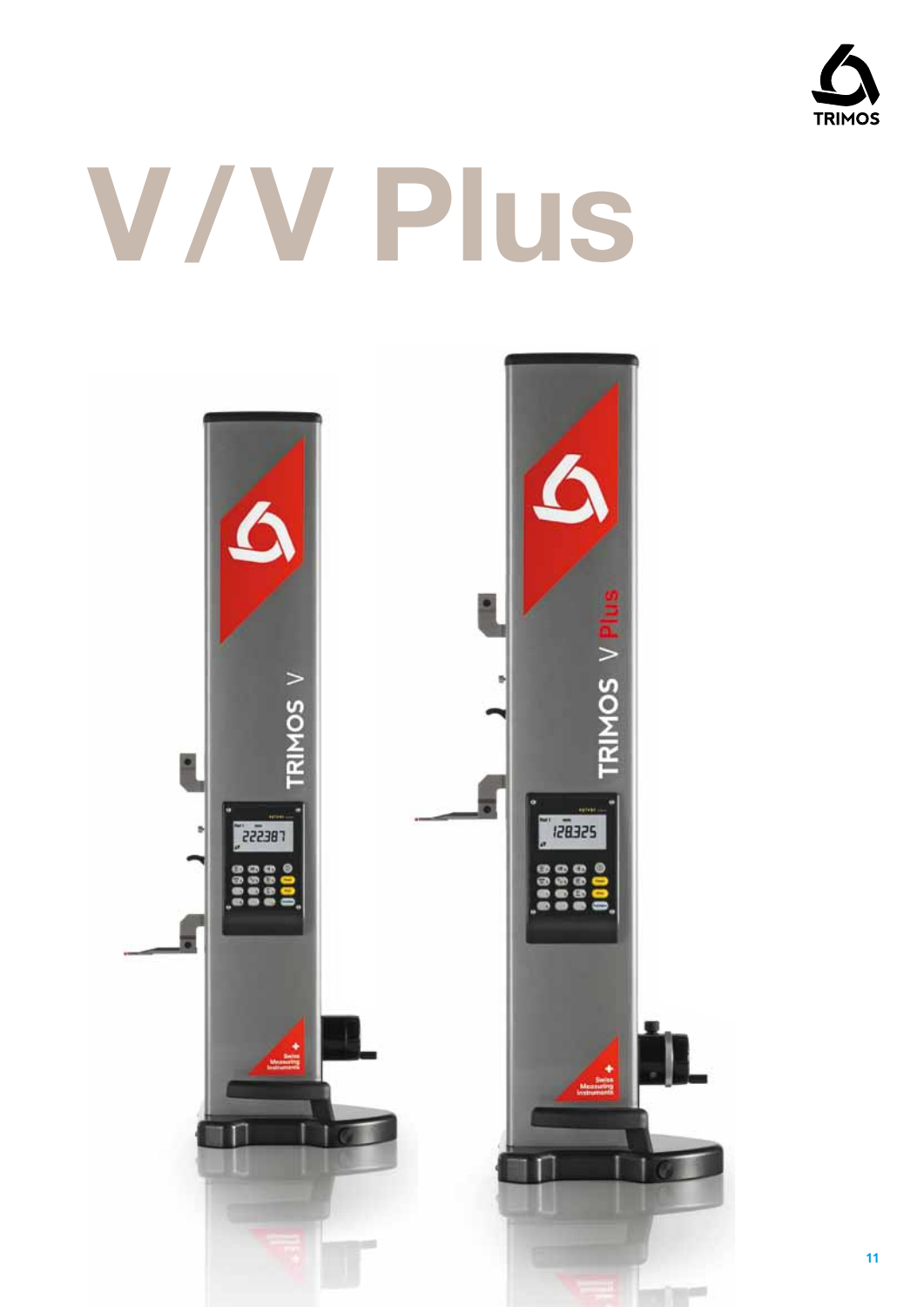# V / V Plus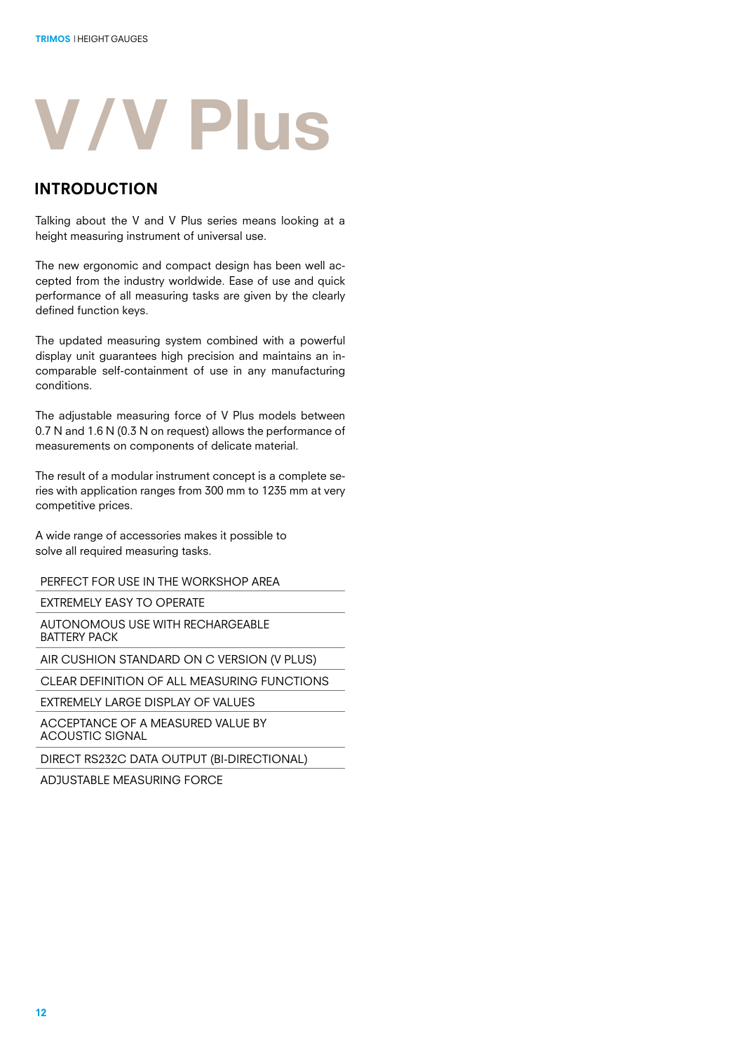# V / V Plus

## INTRODUCTION

Talking about the V and V Plus series means looking at a height measuring instrument of universal use.

The new ergonomic and compact design has been well accepted from the industry worldwide. Ease of use and quick performance of all measuring tasks are given by the clearly defined function keys.

The updated measuring system combined with a powerful display unit guarantees high precision and maintains an incomparable self-containment of use in any manufacturing conditions.

The adjustable measuring force of V Plus models between 0.7 N and 1.6 N (0.3 N on request) allows the performance of measurements on components of delicate material.

The result of a modular instrument concept is a complete series with application ranges from 300 mm to 1235 mm at very competitive prices.

A wide range of accessories makes it possible to solve all required measuring tasks.

- PERFECT FOR USE IN THE WORKSHOP AREA
- EXTREMELY EASY TO OPERATE
- AUTONOMOUS USE WITH RECHARGEABLE BATTERY PACK
- AIR CUSHION STANDARD ON C VERSION (V PLUS)
- CLEAR DEFINITION OF ALL MEASURING FUNCTIONS
- EXTREMELY LARGE DISPLAY OF VALUES
- ACCEPTANCE OF A MEASURED VALUE BY ACOUSTIC SIGNAL
- DIRECT RS232C DATA OUTPUT (BI-DIRECTIONAL)
- ADJUSTABLE MEASURING FORCE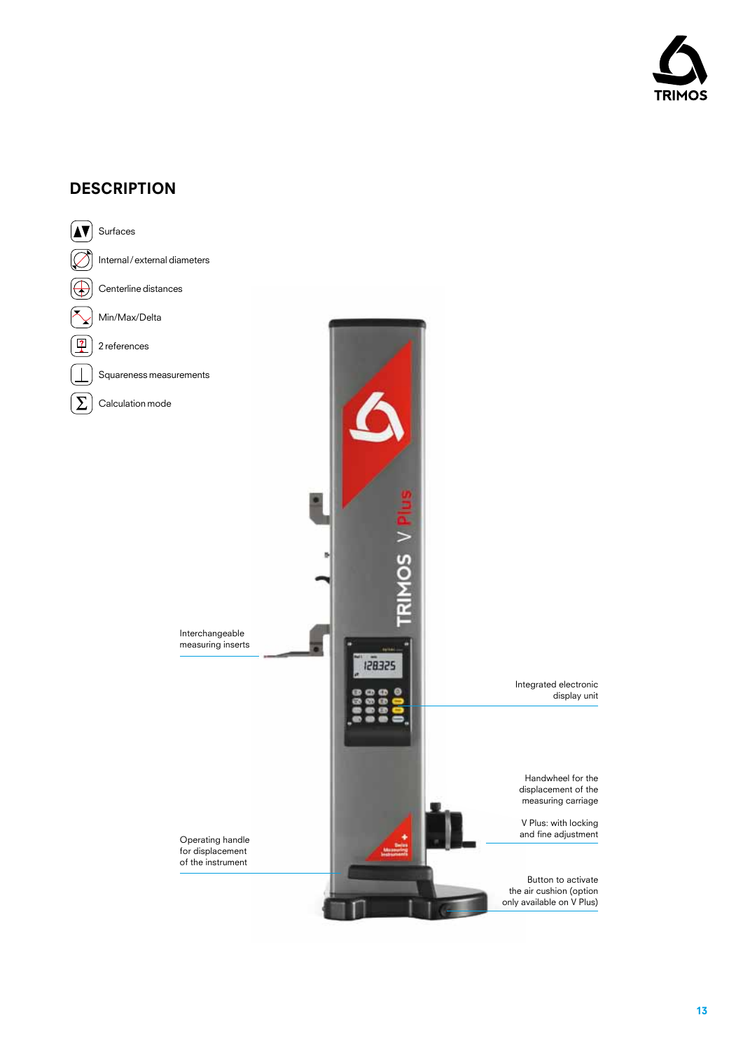## DESCRIPTION

- Surfaces
- Internal / external diameters
- Centerline distances
- Min/Max/Delta
- 2 references
- Squareness measurements
- Calculation mode

Interchangeable measuring inserts

Integrated electronic display unit

Handwheel for the displacement of the measuring carriage

V Plus: with locking and fine adjustment

Operating handle for displacement of the instrument

Button to activate the air cushion (option only available on V Plus)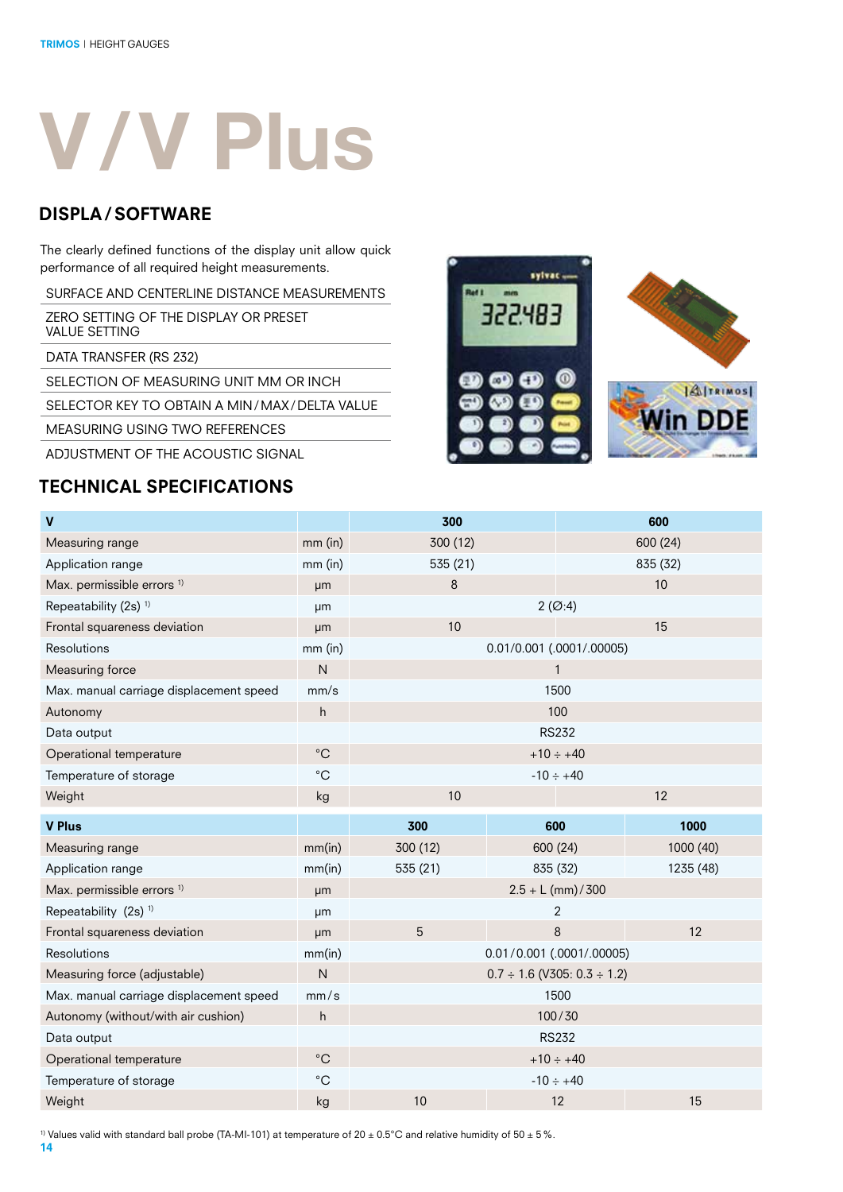# V / V Plus

## DISPLA / SOFTWARE

The clearly defined functions of the display unit allow quick performance of all required height measurements.

- SURFACE AND CENTERLINE DISTANCE MEASUREMENTS
- ZERO SETTING OF THE DISPLAY OR PRESET VALUE SETTING
- DATA TRANSFER (RS 232)
- SELECTION OF MEASURING UNIT MM OR INCH
- SELECTOR KEY TO OBTAIN A MIN / MAX / DELTA VALUE
- MEASURING USING TWO REFERENCES
- ADJUSTMENT OF THE ACOUSTIC SIGNAL

## TECHNICAL SPECIFICATIONS

| V | | 300 | 600 |
|---|---|---|---|
| Measuring range | mm (in) | 300 (12) | 600 (24) |
| Application range | mm (in) | 535 (21) | 835 (32) |
| Max. permissible errors [1] | µm | 8 | 10 |
| Repeatability (2s) [1] | µm | 2 (Ø:4) | |
| Frontal squareness deviation | µm | 10 | 15 |
| Resolutions | mm (in) | 0.01/0.001 (.0001/.00005) | |
| Measuring force | N | 1 | |
| Max. manual carriage displacement speed | mm/s | 1500 | |
| Autonomy | h | 100 | |
| Data output | | RS232 | |
| Operational temperature | °C | +10 ÷ +40 | |
| Temperature of storage | °C | -10 ÷ +40 | |
| Weight | kg | 10 | 12 |

| V Plus | | 300 | 600 | 1000 |
|---|---|---|---|---|
| Measuring range | mm(in) | 300 (12) | 600 (24) | 1000 (40) |
| Application range | mm(in) | 535 (21) | 835 (32) | 1235 (48) |
| Max. permissible errors [1] | µm | 2.5 + L (mm) / 300 | | |
| Repeatability (2s) [1] | µm | 2 | | |
| Frontal squareness deviation | µm | 5 | 8 | 12 |
| Resolutions | mm(in) | 0.01 / 0.001 (.0001/.00005) | | |
| Measuring force (adjustable) | N | 0.7 ÷ 1.6 (V305: 0.3 ÷ 1.2) | | |
| Max. manual carriage displacement speed | mm / s | 1500 | | |
| Autonomy (without/with air cushion) | h | 100 / 30 | | |
| Data output | | RS232 | | |
| Operational temperature | °C | +10 ÷ +40 | | |
| Temperature of storage | °C | -10 ÷ +40 | | |
| Weight | kg | 10 | 12 | 15 |

[1] Values valid with standard ball probe (TA-MI-101) at temperature of 20 ± 0.5°C and relative humidity of 50 ± 5 %.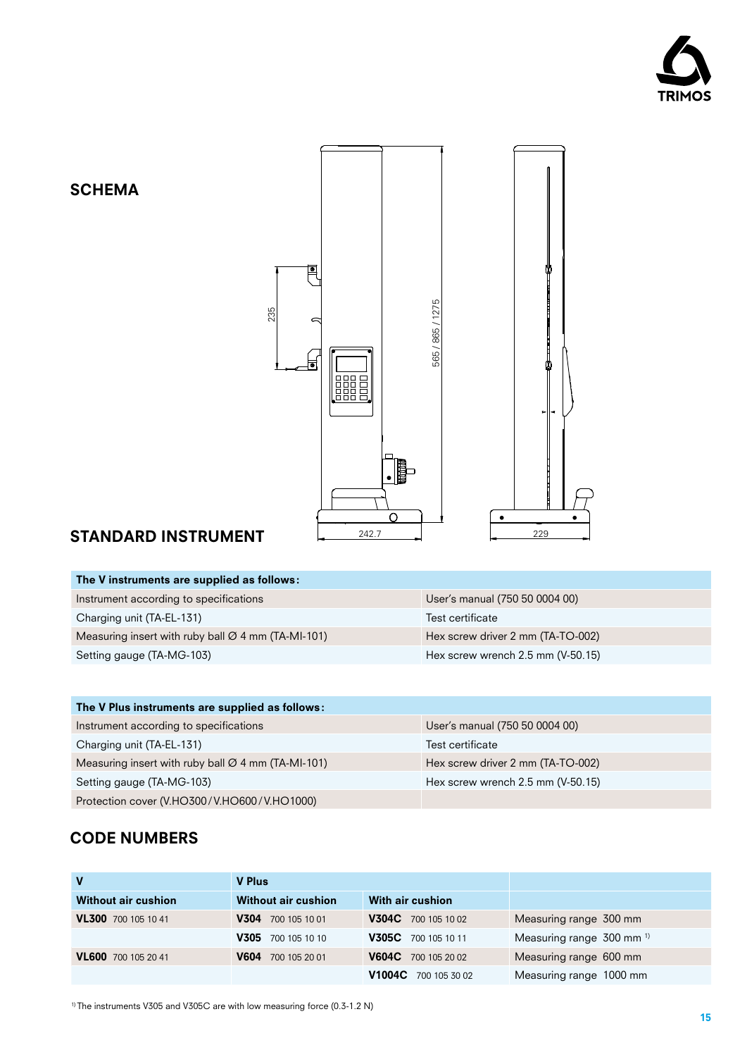## SCHEMA

## STANDARD INSTRUMENT

| The V instruments are supplied as follows: | |
|---|---|
| Instrument according to specifications | User's manual (750 50 0004 00) |
| Charging unit (TA-EL-131) | Test certificate |
| Measuring insert with ruby ball Ø 4 mm (TA-MI-101) | Hex screw driver 2 mm (TA-TO-002) |
| Setting gauge (TA-MG-103) | Hex screw wrench 2.5 mm (V-50.15) |

| The V Plus instruments are supplied as follows: | |
|---|---|
| Instrument according to specifications | User's manual (750 50 0004 00) |
| Charging unit (TA-EL-131) | Test certificate |
| Measuring insert with ruby ball Ø 4 mm (TA-MI-101) | Hex screw driver 2 mm (TA-TO-002) |
| Setting gauge (TA-MG-103) | Hex screw wrench 2.5 mm (V-50.15) |
| Protection cover (V.HO300/V.HO600/V.HO1000) | |

## CODE NUMBERS

| **V** | **V Plus** | | |
|---|---|---|---|
| **Without air cushion** | **Without air cushion** | **With air cushion** | |
| **VL300** 700 105 10 41 | **V304** 700 105 10 01 | **V304C** 700 105 10 02 | Measuring range 300 mm |
| | **V305** 700 105 10 10 | **V305C** 700 105 10 11 | Measuring range 300 mm [1] |
| **VL600** 700 105 20 41 | **V604** 700 105 20 01 | **V604C** 700 105 20 02 | Measuring range 600 mm |
| | | **V1004C** 700 105 30 02 | Measuring range 1000 mm |

[1] The instruments V305 and V305C are with low measuring force (0.3-1.2 N)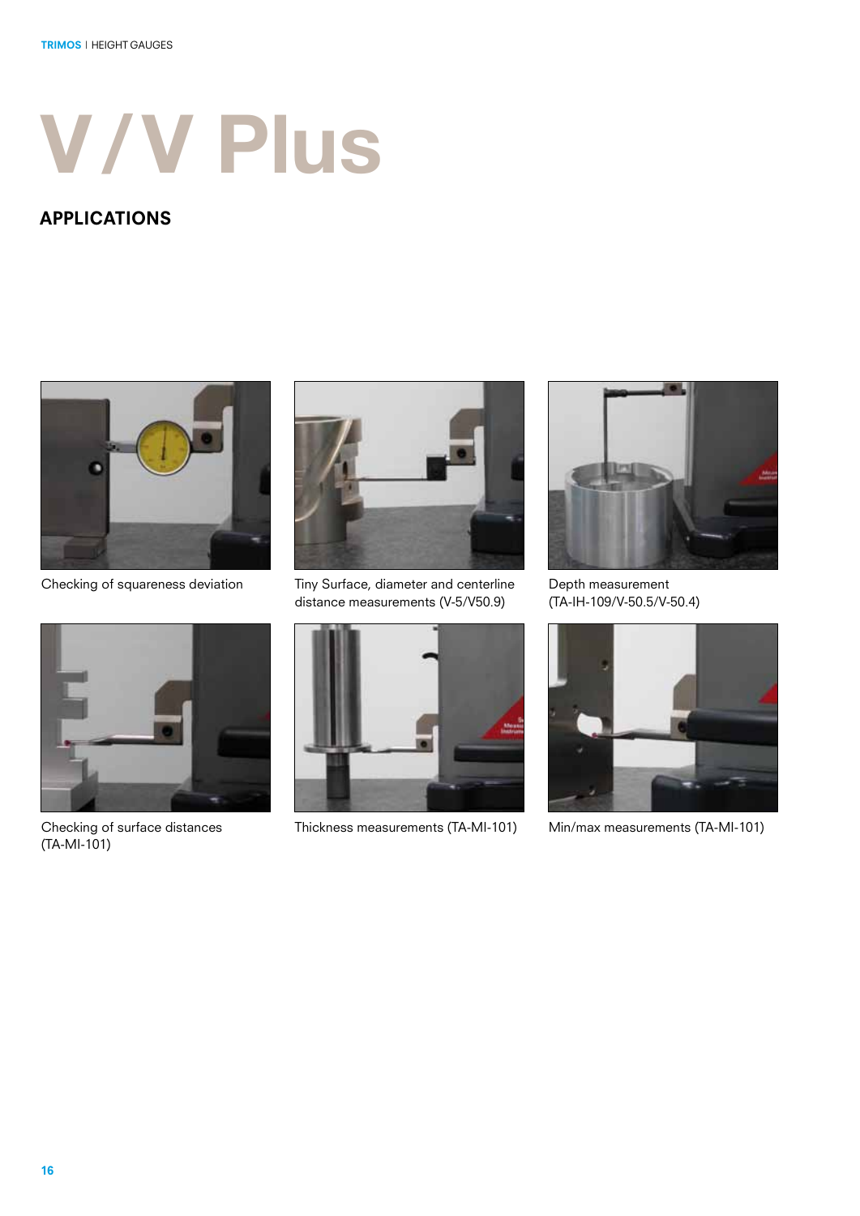# V/V Plus

## APPLICATIONS

Checking of squareness deviation

Tiny Surface, diameter and centerline distance measurements (V-5/V50.9)

Depth measurement (TA-IH-109/V-50.5/V-50.4)

Checking of surface distances (TA-MI-101)

Thickness measurements (TA-MI-101)

Min/max measurements (TA-MI-101)